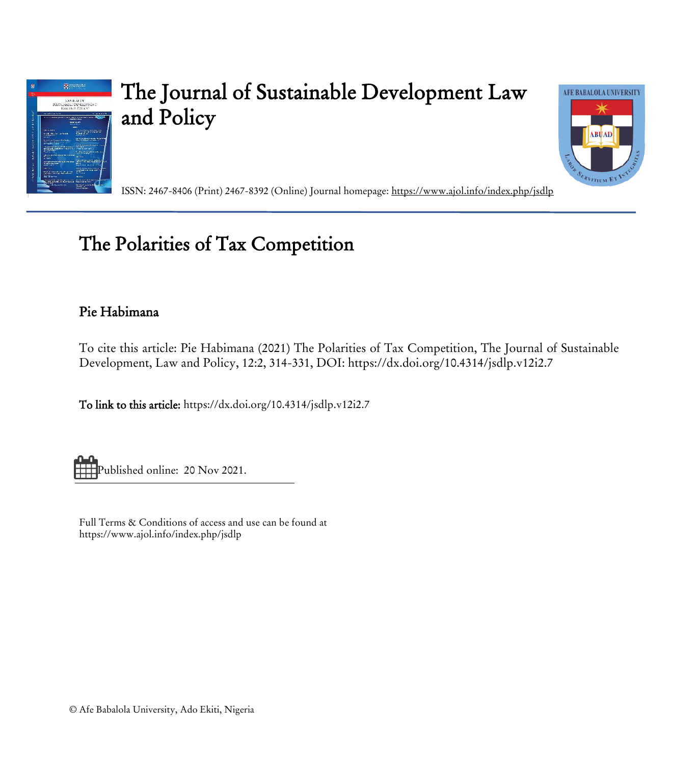# The Journal of Sustainable Development Law and Policy

ISSN: 2467-8406 (Print) 2467-8392 (Online) Journal homepage: https://www.ajol.info/index.php/jsdlp

## The Polarities of Tax Competition

**Pie Habimana**

To cite this article: Pie Habimana (2021) The Polarities of Tax Competition, The Journal of Sustainable Development, Law and Policy, 12:2, 314-331, DOI: https://dx.doi.org/10.4314/jsdlp.v12i2.7

**To link to this article:** https://dx.doi.org/10.4314/jsdlp.v12i2.7

Published online: 20 Nov 2021.

Full Terms & Conditions of access and use can be found at https://www.ajol.info/index.php/jsdlp

© Afe Babalola University, Ado Ekiti, Nigeria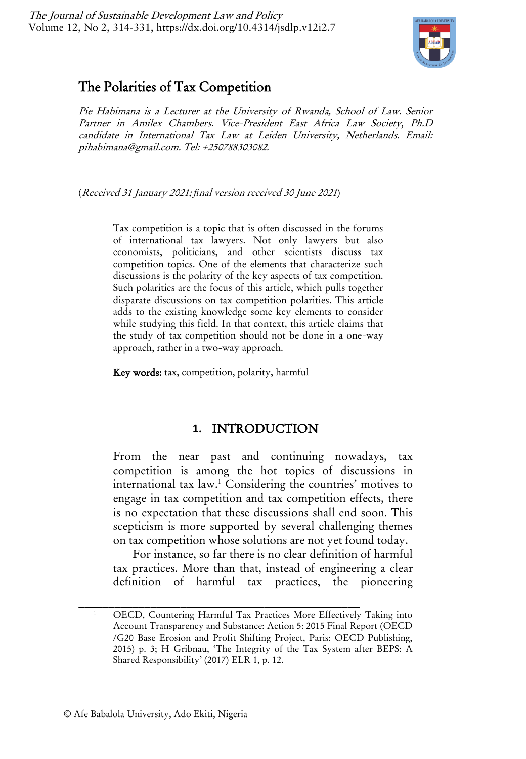# The Polarities of Tax Competition

*Pie Habimana is a Lecturer at the University of Rwanda, School of Law. Senior Partner in Amilex Chambers. Vice-President East Africa Law Society, Ph.D candidate in International Tax Law at Leiden University, Netherlands. Email: pihabimana@gmail.com. Tel: +250788303082.*

(*Received 31 January 2021; final version received 30 June 2021*)

Tax competition is a topic that is often discussed in the forums of international tax lawyers. Not only lawyers but also economists, politicians, and other scientists discuss tax competition topics. One of the elements that characterize such discussions is the polarity of the key aspects of tax competition. Such polarities are the focus of this article, which pulls together disparate discussions on tax competition polarities. This article adds to the existing knowledge some key elements to consider while studying this field. In that context, this article claims that the study of tax competition should not be done in a one-way approach, rather in a two-way approach.

**Key words:** tax, competition, polarity, harmful

## 1. INTRODUCTION

From the near past and continuing nowadays, tax competition is among the hot topics of discussions in international tax law.[1] Considering the countries' motives to engage in tax competition and tax competition effects, there is no expectation that these discussions shall end soon. This scepticism is more supported by several challenging themes on tax competition whose solutions are not yet found today.

For instance, so far there is no clear definition of harmful tax practices. More than that, instead of engineering a clear definition of harmful tax practices, the pioneering

---

[1] OECD, Countering Harmful Tax Practices More Effectively Taking into Account Transparency and Substance: Action 5: 2015 Final Report (OECD /G20 Base Erosion and Profit Shifting Project, Paris: OECD Publishing, 2015) p. 3; H Gribnau, 'The Integrity of the Tax System after BEPS: A Shared Responsibility' (2017) ELR 1, p. 12.

© Afe Babalola University, Ado Ekiti, Nigeria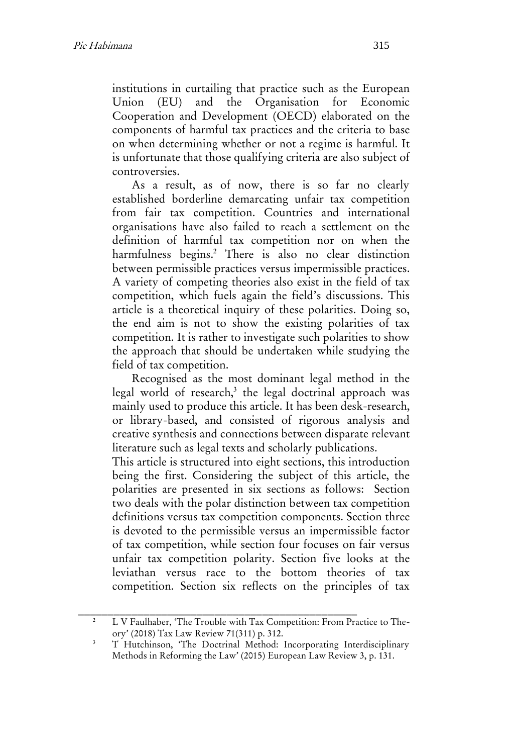institutions in curtailing that practice such as the European Union (EU) and the Organisation for Economic Cooperation and Development (OECD) elaborated on the components of harmful tax practices and the criteria to base on when determining whether or not a regime is harmful. It is unfortunate that those qualifying criteria are also subject of controversies.

As a result, as of now, there is so far no clearly established borderline demarcating unfair tax competition from fair tax competition. Countries and international organisations have also failed to reach a settlement on the definition of harmful tax competition nor on when the harmfulness begins.[2] There is also no clear distinction between permissible practices versus impermissible practices. A variety of competing theories also exist in the field of tax competition, which fuels again the field's discussions. This article is a theoretical inquiry of these polarities. Doing so, the end aim is not to show the existing polarities of tax competition. It is rather to investigate such polarities to show the approach that should be undertaken while studying the field of tax competition.

Recognised as the most dominant legal method in the legal world of research,[3] the legal doctrinal approach was mainly used to produce this article. It has been desk-research, or library-based, and consisted of rigorous analysis and creative synthesis and connections between disparate relevant literature such as legal texts and scholarly publications.

This article is structured into eight sections, this introduction being the first. Considering the subject of this article, the polarities are presented in six sections as follows: Section two deals with the polar distinction between tax competition definitions versus tax competition components. Section three is devoted to the permissible versus an impermissible factor of tax competition, while section four focuses on fair versus unfair tax competition polarity. Section five looks at the leviathan versus race to the bottom theories of tax competition. Section six reflects on the principles of tax

---

[2] L V Faulhaber, 'The Trouble with Tax Competition: From Practice to Theory' (2018) Tax Law Review 71(311) p. 312.

[3] T Hutchinson, 'The Doctrinal Method: Incorporating Interdisciplinary Methods in Reforming the Law' (2015) European Law Review 3, p. 131.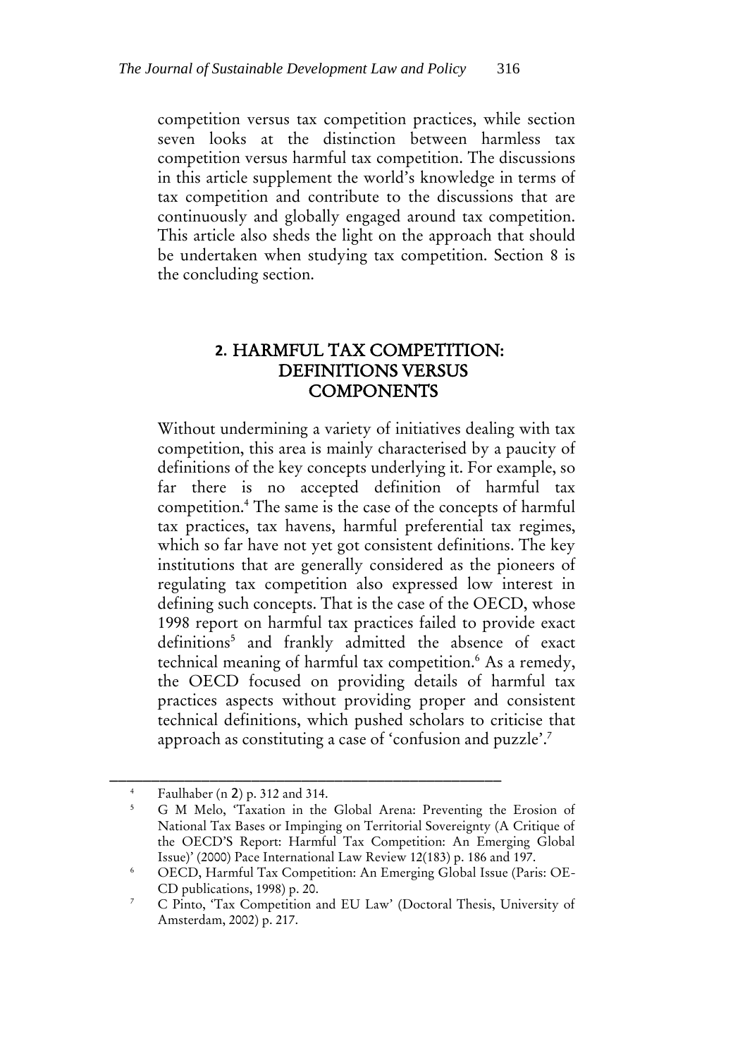competition versus tax competition practices, while section seven looks at the distinction between harmless tax competition versus harmful tax competition. The discussions in this article supplement the world's knowledge in terms of tax competition and contribute to the discussions that are continuously and globally engaged around tax competition. This article also sheds the light on the approach that should be undertaken when studying tax competition. Section 8 is the concluding section.

## 2. HARMFUL TAX COMPETITION: DEFINITIONS VERSUS COMPONENTS

Without undermining a variety of initiatives dealing with tax competition, this area is mainly characterised by a paucity of definitions of the key concepts underlying it. For example, so far there is no accepted definition of harmful tax competition.[4] The same is the case of the concepts of harmful tax practices, tax havens, harmful preferential tax regimes, which so far have not yet got consistent definitions. The key institutions that are generally considered as the pioneers of regulating tax competition also expressed low interest in defining such concepts. That is the case of the OECD, whose 1998 report on harmful tax practices failed to provide exact definitions[5] and frankly admitted the absence of exact technical meaning of harmful tax competition.[6] As a remedy, the OECD focused on providing details of harmful tax practices aspects without providing proper and consistent technical definitions, which pushed scholars to criticise that approach as constituting a case of 'confusion and puzzle'.[7]

---

[4] Faulhaber (n 2) p. 312 and 314.

[5] G M Melo, 'Taxation in the Global Arena: Preventing the Erosion of National Tax Bases or Impinging on Territorial Sovereignty (A Critique of the OECD'S Report: Harmful Tax Competition: An Emerging Global Issue)' (2000) Pace International Law Review 12(183) p. 186 and 197.

[6] OECD, Harmful Tax Competition: An Emerging Global Issue (Paris: OE-CD publications, 1998) p. 20.

[7] C Pinto, 'Tax Competition and EU Law' (Doctoral Thesis, University of Amsterdam, 2002) p. 217.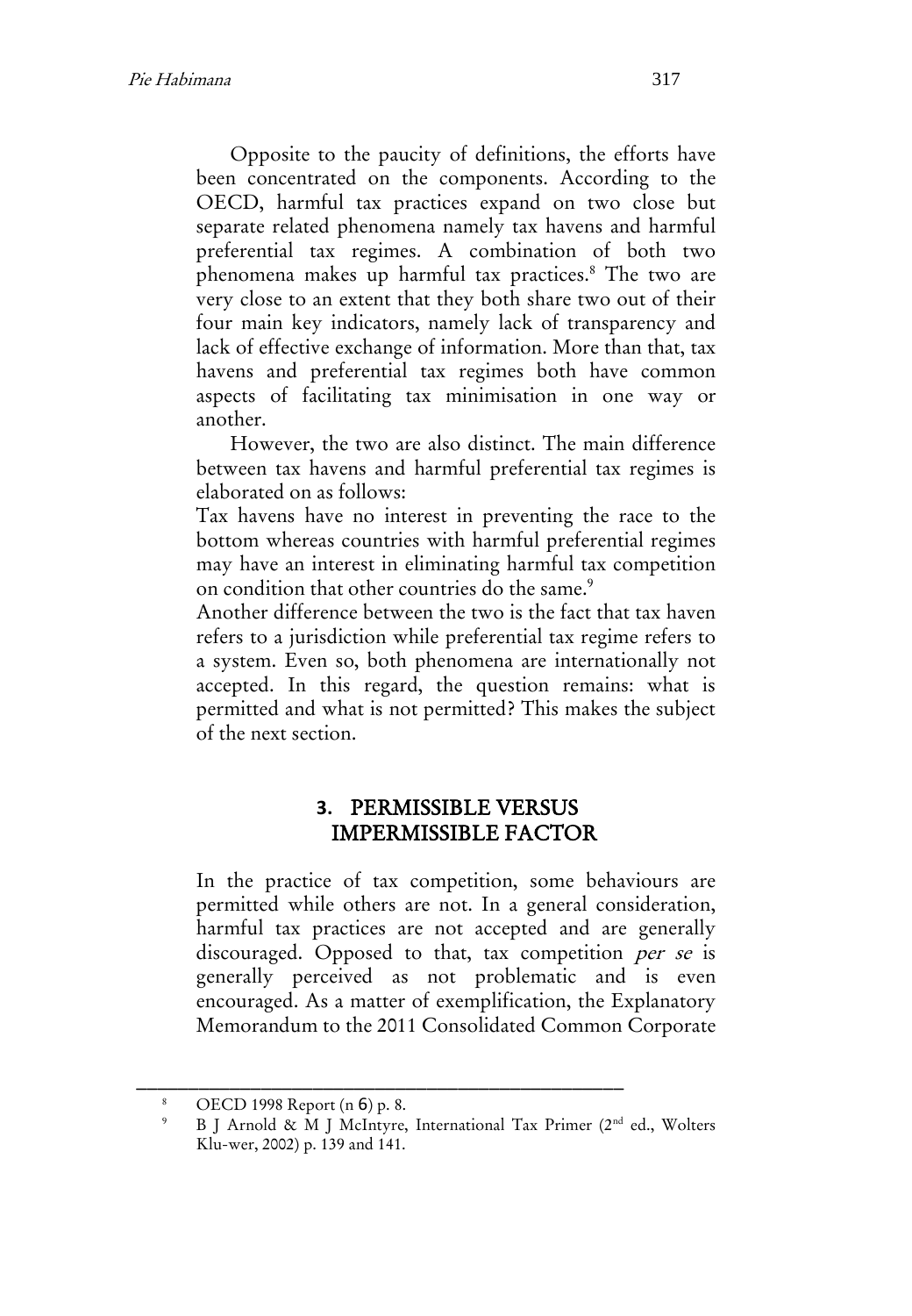Opposite to the paucity of definitions, the efforts have been concentrated on the components. According to the OECD, harmful tax practices expand on two close but separate related phenomena namely tax havens and harmful preferential tax regimes. A combination of both two phenomena makes up harmful tax practices.[8] The two are very close to an extent that they both share two out of their four main key indicators, namely lack of transparency and lack of effective exchange of information. More than that, tax havens and preferential tax regimes both have common aspects of facilitating tax minimisation in one way or another.

However, the two are also distinct. The main difference between tax havens and harmful preferential tax regimes is elaborated on as follows:

Tax havens have no interest in preventing the race to the bottom whereas countries with harmful preferential regimes may have an interest in eliminating harmful tax competition on condition that other countries do the same.[9]

Another difference between the two is the fact that tax haven refers to a jurisdiction while preferential tax regime refers to a system. Even so, both phenomena are internationally not accepted. In this regard, the question remains: what is permitted and what is not permitted? This makes the subject of the next section.

## 3. PERMISSIBLE VERSUS IMPERMISSIBLE FACTOR

In the practice of tax competition, some behaviours are permitted while others are not. In a general consideration, harmful tax practices are not accepted and are generally discouraged. Opposed to that, tax competition *per se* is generally perceived as not problematic and is even encouraged. As a matter of exemplification, the Explanatory Memorandum to the 2011 Consolidated Common Corporate

---

[8] OECD 1998 Report (n 6) p. 8.

[9] B J Arnold & M J McIntyre, International Tax Primer (2nd ed., Wolters Klu-wer, 2002) p. 139 and 141.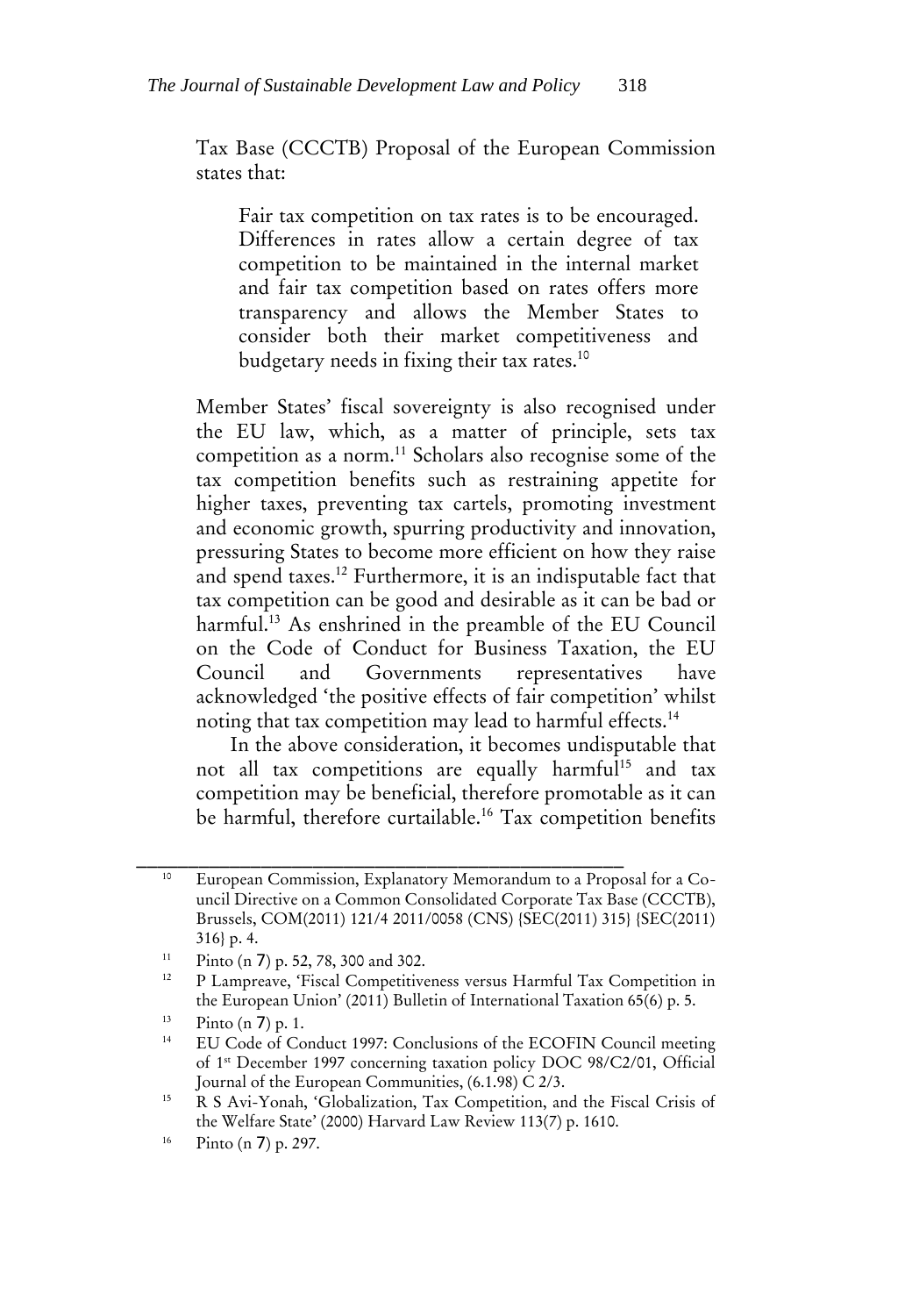Tax Base (CCCTB) Proposal of the European Commission states that:

> Fair tax competition on tax rates is to be encouraged. Differences in rates allow a certain degree of tax competition to be maintained in the internal market and fair tax competition based on rates offers more transparency and allows the Member States to consider both their market competitiveness and budgetary needs in fixing their tax rates.[10]

Member States' fiscal sovereignty is also recognised under the EU law, which, as a matter of principle, sets tax competition as a norm.[11] Scholars also recognise some of the tax competition benefits such as restraining appetite for higher taxes, preventing tax cartels, promoting investment and economic growth, spurring productivity and innovation, pressuring States to become more efficient on how they raise and spend taxes.[12] Furthermore, it is an indisputable fact that tax competition can be good and desirable as it can be bad or harmful.[13] As enshrined in the preamble of the EU Council on the Code of Conduct for Business Taxation, the EU Council and Governments representatives have acknowledged 'the positive effects of fair competition' whilst noting that tax competition may lead to harmful effects.[14]

In the above consideration, it becomes undisputable that not all tax competitions are equally harmful[15] and tax competition may be beneficial, therefore promotable as it can be harmful, therefore curtailable.[16] Tax competition benefits

---

[10] European Commission, Explanatory Memorandum to a Proposal for a Council Directive on a Common Consolidated Corporate Tax Base (CCCTB), Brussels, COM(2011) 121/4 2011/0058 (CNS) {SEC(2011) 315} {SEC(2011) 316} p. 4.

[11] Pinto (n 7) p. 52, 78, 300 and 302.

[12] P Lampreave, 'Fiscal Competitiveness versus Harmful Tax Competition in the European Union' (2011) Bulletin of International Taxation 65(6) p. 5.

[13] Pinto (n 7) p. 1.

[14] EU Code of Conduct 1997: Conclusions of the ECOFIN Council meeting of 1st December 1997 concerning taxation policy DOC 98/C2/01, Official Journal of the European Communities, (6.1.98) C 2/3.

[15] R S Avi-Yonah, 'Globalization, Tax Competition, and the Fiscal Crisis of the Welfare State' (2000) Harvard Law Review 113(7) p. 1610.

[16] Pinto (n 7) p. 297.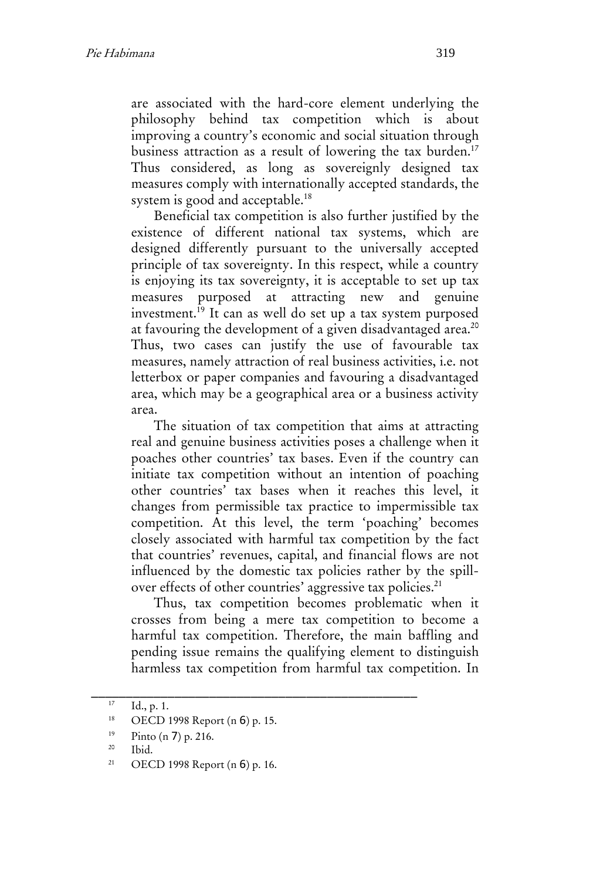are associated with the hard-core element underlying the philosophy behind tax competition which is about improving a country's economic and social situation through business attraction as a result of lowering the tax burden.[17] Thus considered, as long as sovereignly designed tax measures comply with internationally accepted standards, the system is good and acceptable.[18]

Beneficial tax competition is also further justified by the existence of different national tax systems, which are designed differently pursuant to the universally accepted principle of tax sovereignty. In this respect, while a country is enjoying its tax sovereignty, it is acceptable to set up tax measures purposed at attracting new and genuine investment.[19] It can as well do set up a tax system purposed at favouring the development of a given disadvantaged area.[20] Thus, two cases can justify the use of favourable tax measures, namely attraction of real business activities, i.e. not letterbox or paper companies and favouring a disadvantaged area, which may be a geographical area or a business activity area.

The situation of tax competition that aims at attracting real and genuine business activities poses a challenge when it poaches other countries' tax bases. Even if the country can initiate tax competition without an intention of poaching other countries' tax bases when it reaches this level, it changes from permissible tax practice to impermissible tax competition. At this level, the term 'poaching' becomes closely associated with harmful tax competition by the fact that countries' revenues, capital, and financial flows are not influenced by the domestic tax policies rather by the spill-over effects of other countries' aggressive tax policies.[21]

Thus, tax competition becomes problematic when it crosses from being a mere tax competition to become a harmful tax competition. Therefore, the main baffling and pending issue remains the qualifying element to distinguish harmless tax competition from harmful tax competition. In

---

[17] Id., p. 1.

[18] OECD 1998 Report (n 6) p. 15.

[19] Pinto (n 7) p. 216.

[20] Ibid.

[21] OECD 1998 Report (n 6) p. 16.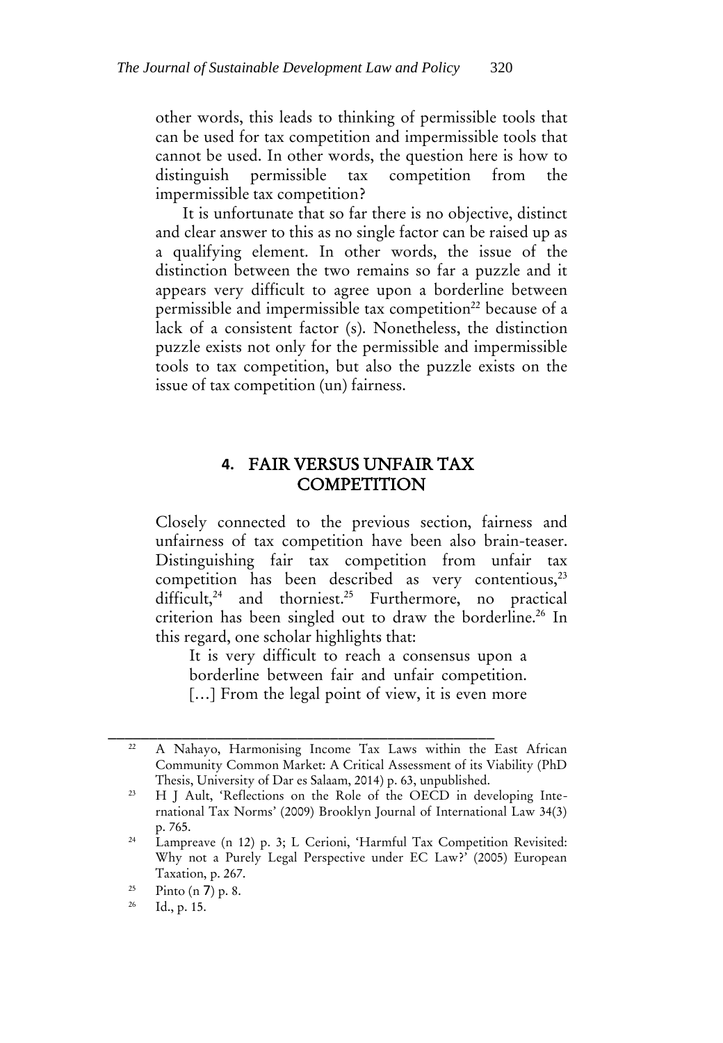other words, this leads to thinking of permissible tools that can be used for tax competition and impermissible tools that cannot be used. In other words, the question here is how to distinguish permissible tax competition from the impermissible tax competition?

It is unfortunate that so far there is no objective, distinct and clear answer to this as no single factor can be raised up as a qualifying element. In other words, the issue of the distinction between the two remains so far a puzzle and it appears very difficult to agree upon a borderline between permissible and impermissible tax competition[22] because of a lack of a consistent factor (s). Nonetheless, the distinction puzzle exists not only for the permissible and impermissible tools to tax competition, but also the puzzle exists on the issue of tax competition (un) fairness.

## 4. FAIR VERSUS UNFAIR TAX COMPETITION

Closely connected to the previous section, fairness and unfairness of tax competition have been also brain-teaser. Distinguishing fair tax competition from unfair tax competition has been described as very contentious,[23] difficult,[24] and thorniest.[25] Furthermore, no practical criterion has been singled out to draw the borderline.[26] In this regard, one scholar highlights that:

> It is very difficult to reach a consensus upon a borderline between fair and unfair competition. […] From the legal point of view, it is even more

---

[22] A Nahayo, Harmonising Income Tax Laws within the East African Community Common Market: A Critical Assessment of its Viability (PhD Thesis, University of Dar es Salaam, 2014) p. 63, unpublished.

[23] H J Ault, 'Reflections on the Role of the OECD in developing International Tax Norms' (2009) Brooklyn Journal of International Law 34(3) p. 765.

[24] Lampreave (n 12) p. 3; L Cerioni, 'Harmful Tax Competition Revisited: Why not a Purely Legal Perspective under EC Law?' (2005) European Taxation, p. 267.

[25] Pinto (n 7) p. 8.

[26] Id., p. 15.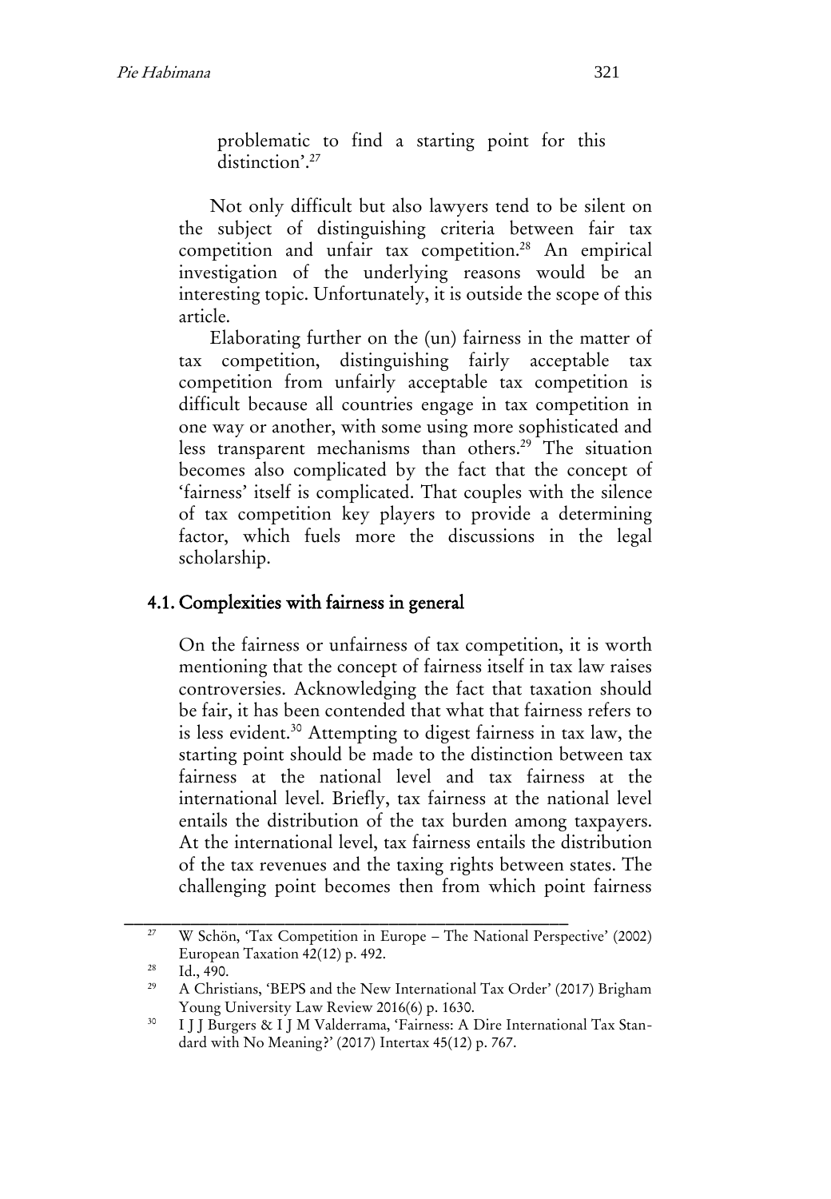problematic to find a starting point for this distinction'.[27]

Not only difficult but also lawyers tend to be silent on the subject of distinguishing criteria between fair tax competition and unfair tax competition.[28] An empirical investigation of the underlying reasons would be an interesting topic. Unfortunately, it is outside the scope of this article.

Elaborating further on the (un) fairness in the matter of tax competition, distinguishing fairly acceptable tax competition from unfairly acceptable tax competition is difficult because all countries engage in tax competition in one way or another, with some using more sophisticated and less transparent mechanisms than others.[29] The situation becomes also complicated by the fact that the concept of 'fairness' itself is complicated. That couples with the silence of tax competition key players to provide a determining factor, which fuels more the discussions in the legal scholarship.

## 4.1. Complexities with fairness in general

On the fairness or unfairness of tax competition, it is worth mentioning that the concept of fairness itself in tax law raises controversies. Acknowledging the fact that taxation should be fair, it has been contended that what that fairness refers to is less evident.[30] Attempting to digest fairness in tax law, the starting point should be made to the distinction between tax fairness at the national level and tax fairness at the international level. Briefly, tax fairness at the national level entails the distribution of the tax burden among taxpayers. At the international level, tax fairness entails the distribution of the tax revenues and the taxing rights between states. The challenging point becomes then from which point fairness

---

[27] W Schön, 'Tax Competition in Europe – The National Perspective' (2002) European Taxation 42(12) p. 492.

[28] Id., 490.

[29] A Christians, 'BEPS and the New International Tax Order' (2017) Brigham Young University Law Review 2016(6) p. 1630.

[30] I J J Burgers & I J M Valderrama, 'Fairness: A Dire International Tax Standard with No Meaning?' (2017) Intertax 45(12) p. 767.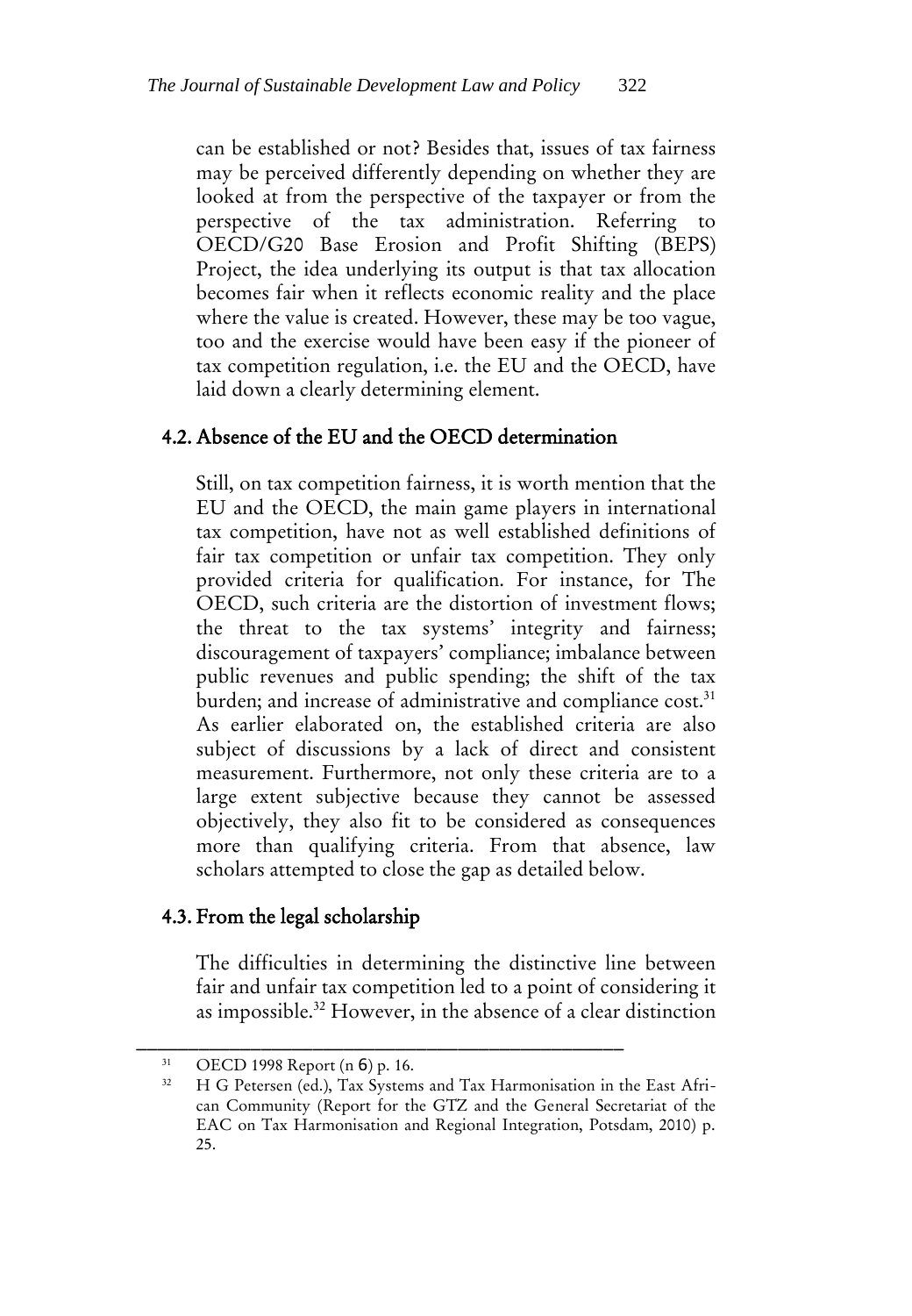can be established or not? Besides that, issues of tax fairness may be perceived differently depending on whether they are looked at from the perspective of the taxpayer or from the perspective of the tax administration. Referring to OECD/G20 Base Erosion and Profit Shifting (BEPS) Project, the idea underlying its output is that tax allocation becomes fair when it reflects economic reality and the place where the value is created. However, these may be too vague, too and the exercise would have been easy if the pioneer of tax competition regulation, i.e. the EU and the OECD, have laid down a clearly determining element.

## 4.2. Absence of the EU and the OECD determination

Still, on tax competition fairness, it is worth mention that the EU and the OECD, the main game players in international tax competition, have not as well established definitions of fair tax competition or unfair tax competition. They only provided criteria for qualification. For instance, for The OECD, such criteria are the distortion of investment flows; the threat to the tax systems' integrity and fairness; discouragement of taxpayers' compliance; imbalance between public revenues and public spending; the shift of the tax burden; and increase of administrative and compliance cost.[31] As earlier elaborated on, the established criteria are also subject of discussions by a lack of direct and consistent measurement. Furthermore, not only these criteria are to a large extent subjective because they cannot be assessed objectively, they also fit to be considered as consequences more than qualifying criteria. From that absence, law scholars attempted to close the gap as detailed below.

## 4.3. From the legal scholarship

The difficulties in determining the distinctive line between fair and unfair tax competition led to a point of considering it as impossible.[32] However, in the absence of a clear distinction

---

[31] OECD 1998 Report (n 6) p. 16.

[32] H G Petersen (ed.), Tax Systems and Tax Harmonisation in the East African Community (Report for the GTZ and the General Secretariat of the EAC on Tax Harmonisation and Regional Integration, Potsdam, 2010) p. 25.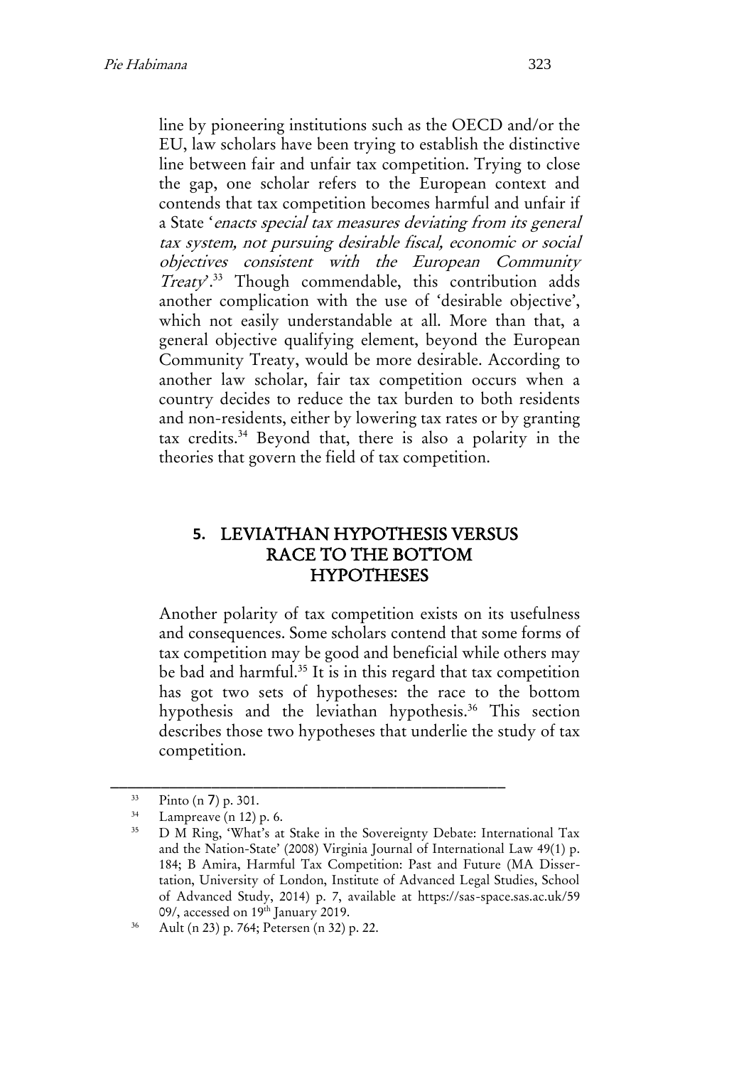line by pioneering institutions such as the OECD and/or the EU, law scholars have been trying to establish the distinctive line between fair and unfair tax competition. Trying to close the gap, one scholar refers to the European context and contends that tax competition becomes harmful and unfair if a State '*enacts special tax measures deviating from its general tax system, not pursuing desirable fiscal, economic or social objectives consistent with the European Community Treaty*'.[33] Though commendable, this contribution adds another complication with the use of 'desirable objective', which not easily understandable at all. More than that, a general objective qualifying element, beyond the European Community Treaty, would be more desirable. According to another law scholar, fair tax competition occurs when a country decides to reduce the tax burden to both residents and non-residents, either by lowering tax rates or by granting tax credits.[34] Beyond that, there is also a polarity in the theories that govern the field of tax competition.

## 5. LEVIATHAN HYPOTHESIS VERSUS RACE TO THE BOTTOM HYPOTHESES

Another polarity of tax competition exists on its usefulness and consequences. Some scholars contend that some forms of tax competition may be good and beneficial while others may be bad and harmful.[35] It is in this regard that tax competition has got two sets of hypotheses: the race to the bottom hypothesis and the leviathan hypothesis.[36] This section describes those two hypotheses that underlie the study of tax competition.

---

[33] Pinto (n 7) p. 301.

[34] Lampreave (n 12) p. 6.

[35] D M Ring, 'What's at Stake in the Sovereignty Debate: International Tax and the Nation-State' (2008) Virginia Journal of International Law 49(1) p. 184; B Amira, Harmful Tax Competition: Past and Future (MA Dissertation, University of London, Institute of Advanced Legal Studies, School of Advanced Study, 2014) p. 7, available at https://sas-space.sas.ac.uk/5909/, accessed on 19th January 2019.

[36] Ault (n 23) p. 764; Petersen (n 32) p. 22.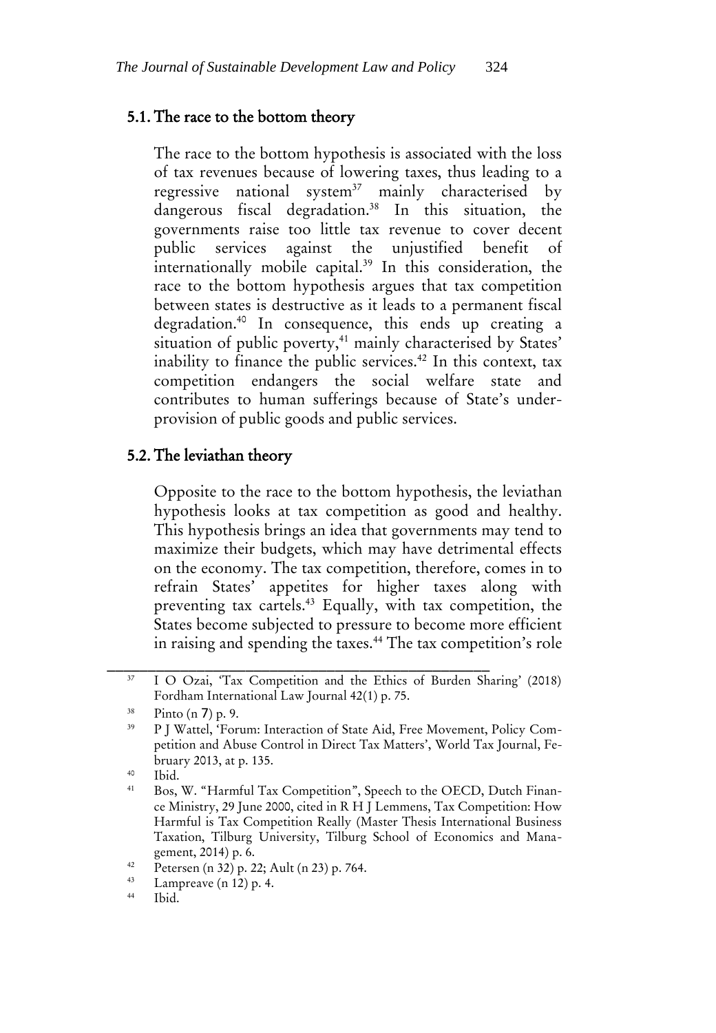### 5.1. The race to the bottom theory

The race to the bottom hypothesis is associated with the loss of tax revenues because of lowering taxes, thus leading to a regressive national system[37] mainly characterised by dangerous fiscal degradation.[38] In this situation, the governments raise too little tax revenue to cover decent public services against the unjustified benefit of internationally mobile capital.[39] In this consideration, the race to the bottom hypothesis argues that tax competition between states is destructive as it leads to a permanent fiscal degradation.[40] In consequence, this ends up creating a situation of public poverty,[41] mainly characterised by States' inability to finance the public services.[42] In this context, tax competition endangers the social welfare state and contributes to human sufferings because of State's under-provision of public goods and public services.

### 5.2. The leviathan theory

Opposite to the race to the bottom hypothesis, the leviathan hypothesis looks at tax competition as good and healthy. This hypothesis brings an idea that governments may tend to maximize their budgets, which may have detrimental effects on the economy. The tax competition, therefore, comes in to refrain States' appetites for higher taxes along with preventing tax cartels.[43] Equally, with tax competition, the States become subjected to pressure to become more efficient in raising and spending the taxes.[44] The tax competition's role

---

[37] I O Ozai, 'Tax Competition and the Ethics of Burden Sharing' (2018) Fordham International Law Journal 42(1) p. 75.

[38] Pinto (n 7) p. 9.

[39] P J Wattel, 'Forum: Interaction of State Aid, Free Movement, Policy Competition and Abuse Control in Direct Tax Matters', World Tax Journal, February 2013, at p. 135.

[40] Ibid.

[41] Bos, W. "Harmful Tax Competition", Speech to the OECD, Dutch Finance Ministry, 29 June 2000, cited in R H J Lemmens, Tax Competition: How Harmful is Tax Competition Really (Master Thesis International Business Taxation, Tilburg University, Tilburg School of Economics and Management, 2014) p. 6.

[42] Petersen (n 32) p. 22; Ault (n 23) p. 764.

[43] Lampreave (n 12) p. 4.

[44] Ibid.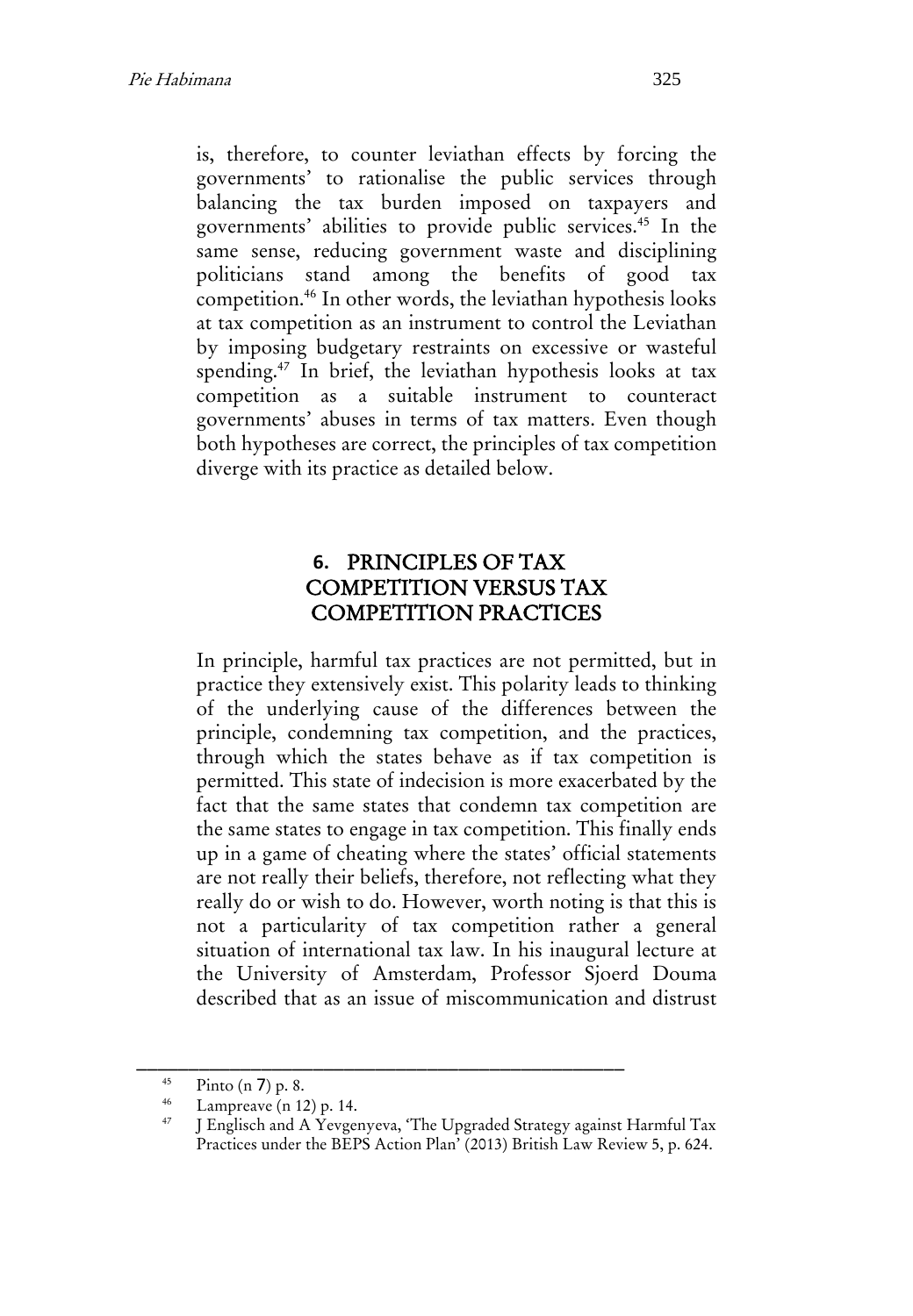is, therefore, to counter leviathan effects by forcing the governments' to rationalise the public services through balancing the tax burden imposed on taxpayers and governments' abilities to provide public services.[45] In the same sense, reducing government waste and disciplining politicians stand among the benefits of good tax competition.[46] In other words, the leviathan hypothesis looks at tax competition as an instrument to control the Leviathan by imposing budgetary restraints on excessive or wasteful spending.[47] In brief, the leviathan hypothesis looks at tax competition as a suitable instrument to counteract governments' abuses in terms of tax matters. Even though both hypotheses are correct, the principles of tax competition diverge with its practice as detailed below.

## 6. PRINCIPLES OF TAX COMPETITION VERSUS TAX COMPETITION PRACTICES

In principle, harmful tax practices are not permitted, but in practice they extensively exist. This polarity leads to thinking of the underlying cause of the differences between the principle, condemning tax competition, and the practices, through which the states behave as if tax competition is permitted. This state of indecision is more exacerbated by the fact that the same states that condemn tax competition are the same states to engage in tax competition. This finally ends up in a game of cheating where the states' official statements are not really their beliefs, therefore, not reflecting what they really do or wish to do. However, worth noting is that this is not a particularity of tax competition rather a general situation of international tax law. In his inaugural lecture at the University of Amsterdam, Professor Sjoerd Douma described that as an issue of miscommunication and distrust

---

[45] Pinto (n 7) p. 8.

[46] Lampreave (n 12) p. 14.

[47] J Englisch and A Yevgenyeva, 'The Upgraded Strategy against Harmful Tax Practices under the BEPS Action Plan' (2013) British Law Review 5, p. 624.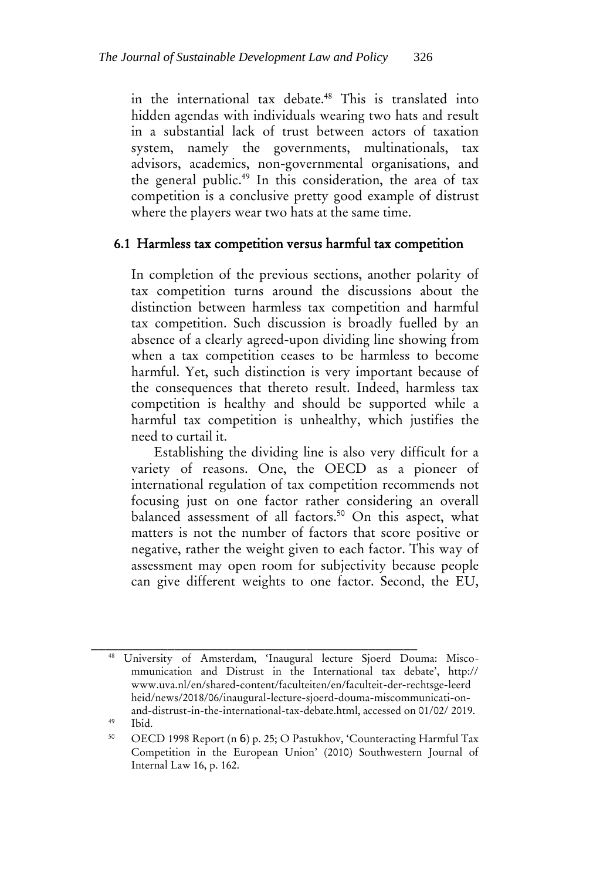in the international tax debate.[48] This is translated into hidden agendas with individuals wearing two hats and result in a substantial lack of trust between actors of taxation system, namely the governments, multinationals, tax advisors, academics, non-governmental organisations, and the general public.[49] In this consideration, the area of tax competition is a conclusive pretty good example of distrust where the players wear two hats at the same time.

### 6.1 Harmless tax competition versus harmful tax competition

In completion of the previous sections, another polarity of tax competition turns around the discussions about the distinction between harmless tax competition and harmful tax competition. Such discussion is broadly fuelled by an absence of a clearly agreed-upon dividing line showing from when a tax competition ceases to be harmless to become harmful. Yet, such distinction is very important because of the consequences that thereto result. Indeed, harmless tax competition is healthy and should be supported while a harmful tax competition is unhealthy, which justifies the need to curtail it.

Establishing the dividing line is also very difficult for a variety of reasons. One, the OECD as a pioneer of international regulation of tax competition recommends not focusing just on one factor rather considering an overall balanced assessment of all factors.[50] On this aspect, what matters is not the number of factors that score positive or negative, rather the weight given to each factor. This way of assessment may open room for subjectivity because people can give different weights to one factor. Second, the EU,

---

[48] University of Amsterdam, 'Inaugural lecture Sjoerd Douma: Miscommunication and Distrust in the International tax debate', http://www.uva.nl/en/shared-content/faculteiten/en/faculteit-der-rechtsge-leerdheid/news/2018/06/inaugural-lecture-sjoerd-douma-miscommunicati-on-and-distrust-in-the-international-tax-debate.html, accessed on 01/02/ 2019.

[49] Ibid.

[50] OECD 1998 Report (n 6) p. 25; O Pastukhov, 'Counteracting Harmful Tax Competition in the European Union' (2010) Southwestern Journal of Internal Law 16, p. 162.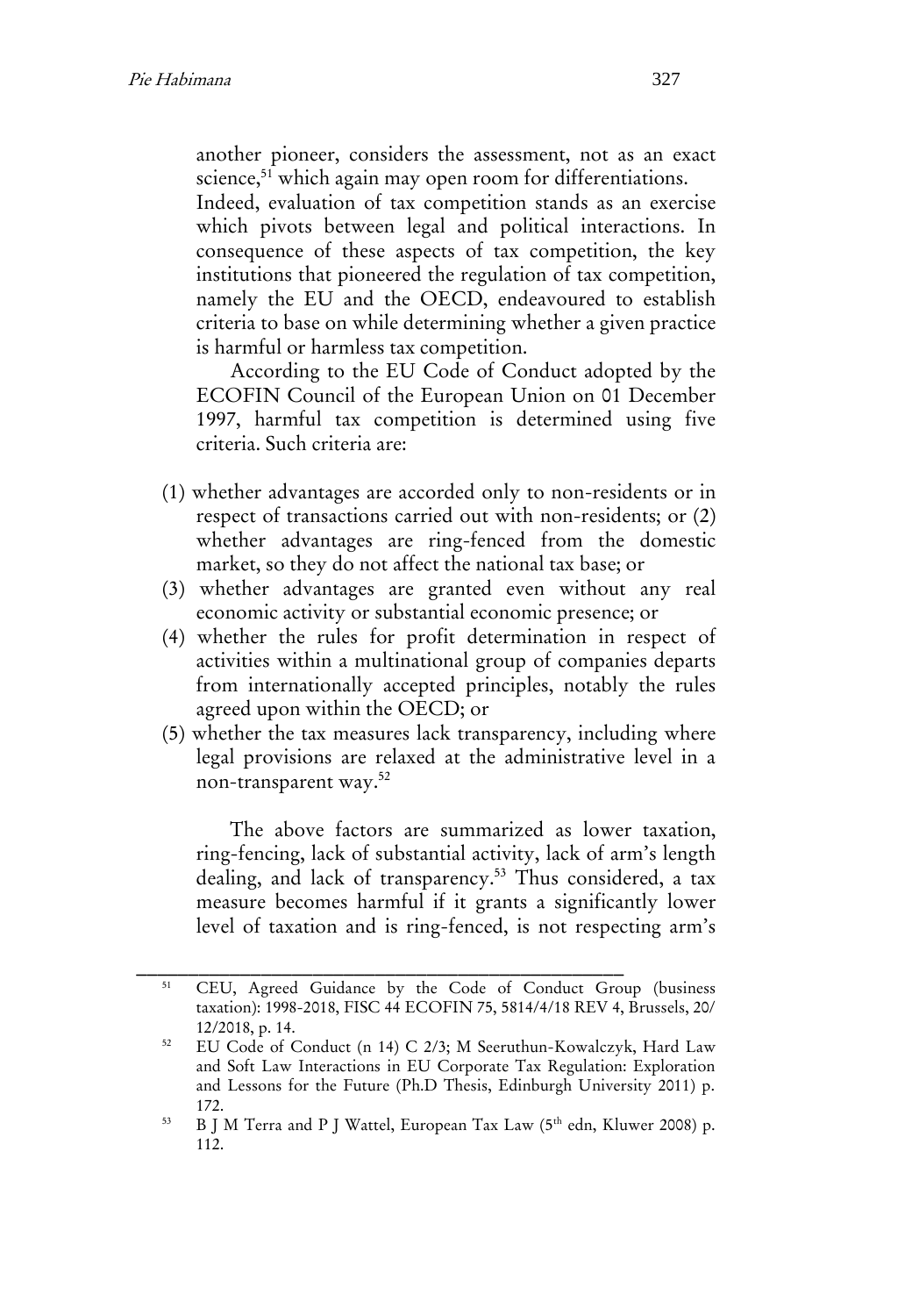another pioneer, considers the assessment, not as an exact science,[51] which again may open room for differentiations. Indeed, evaluation of tax competition stands as an exercise which pivots between legal and political interactions. In consequence of these aspects of tax competition, the key institutions that pioneered the regulation of tax competition, namely the EU and the OECD, endeavoured to establish criteria to base on while determining whether a given practice is harmful or harmless tax competition.

According to the EU Code of Conduct adopted by the ECOFIN Council of the European Union on 01 December 1997, harmful tax competition is determined using five criteria. Such criteria are:

(1) whether advantages are accorded only to non-residents or in respect of transactions carried out with non-residents; or (2) whether advantages are ring-fenced from the domestic market, so they do not affect the national tax base; or
(3) whether advantages are granted even without any real economic activity or substantial economic presence; or
(4) whether the rules for profit determination in respect of activities within a multinational group of companies departs from internationally accepted principles, notably the rules agreed upon within the OECD; or
(5) whether the tax measures lack transparency, including where legal provisions are relaxed at the administrative level in a non-transparent way.[52]

The above factors are summarized as lower taxation, ring-fencing, lack of substantial activity, lack of arm's length dealing, and lack of transparency.[53] Thus considered, a tax measure becomes harmful if it grants a significantly lower level of taxation and is ring-fenced, is not respecting arm's

---

[51] CEU, Agreed Guidance by the Code of Conduct Group (business taxation): 1998-2018, FISC 44 ECOFIN 75, 5814/4/18 REV 4, Brussels, 20/12/2018, p. 14.

[52] EU Code of Conduct (n 14) C 2/3; M Seeruthun-Kowalczyk, Hard Law and Soft Law Interactions in EU Corporate Tax Regulation: Exploration and Lessons for the Future (Ph.D Thesis, Edinburgh University 2011) p. 172.

[53] B J M Terra and P J Wattel, European Tax Law (5th edn, Kluwer 2008) p. 112.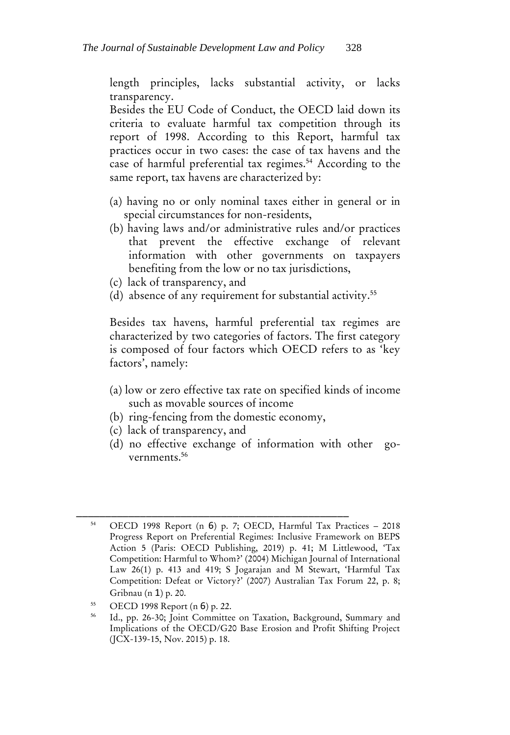length principles, lacks substantial activity, or lacks transparency.

Besides the EU Code of Conduct, the OECD laid down its criteria to evaluate harmful tax competition through its report of 1998. According to this Report, harmful tax practices occur in two cases: the case of tax havens and the case of harmful preferential tax regimes.[54] According to the same report, tax havens are characterized by:

(a) having no or only nominal taxes either in general or in special circumstances for non-residents,
(b) having laws and/or administrative rules and/or practices that prevent the effective exchange of relevant information with other governments on taxpayers benefiting from the low or no tax jurisdictions,
(c) lack of transparency, and
(d) absence of any requirement for substantial activity.[55]

Besides tax havens, harmful preferential tax regimes are characterized by two categories of factors. The first category is composed of four factors which OECD refers to as 'key factors', namely:

(a) low or zero effective tax rate on specified kinds of income such as movable sources of income
(b) ring-fencing from the domestic economy,
(c) lack of transparency, and
(d) no effective exchange of information with other governments.[56]

---

[54] OECD 1998 Report (n 6) p. 7; OECD, Harmful Tax Practices – 2018 Progress Report on Preferential Regimes: Inclusive Framework on BEPS Action 5 (Paris: OECD Publishing, 2019) p. 41; M Littlewood, 'Tax Competition: Harmful to Whom?' (2004) Michigan Journal of International Law 26(1) p. 413 and 419; S Jogarajan and M Stewart, 'Harmful Tax Competition: Defeat or Victory?' (2007) Australian Tax Forum 22, p. 8; Gribnau (n 1) p. 20.

[55] OECD 1998 Report (n 6) p. 22.

[56] Id., pp. 26-30; Joint Committee on Taxation, Background, Summary and Implications of the OECD/G20 Base Erosion and Profit Shifting Project (JCX-139-15, Nov. 2015) p. 18.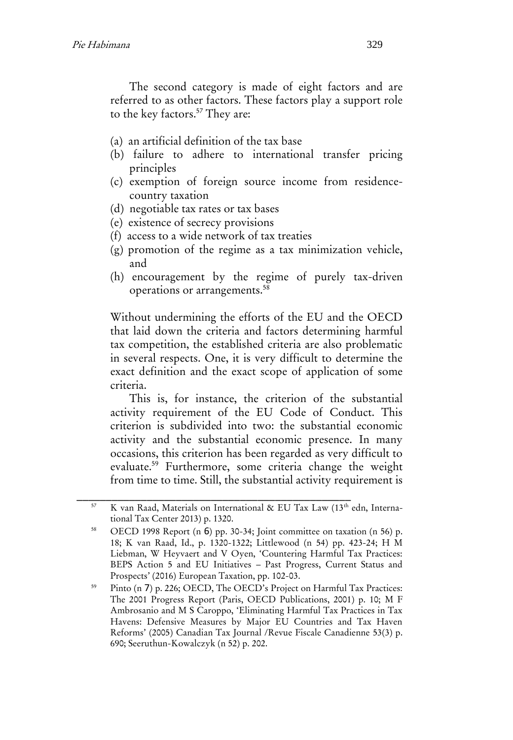The second category is made of eight factors and are referred to as other factors. These factors play a support role to the key factors.[57] They are:

(a) an artificial definition of the tax base
(b) failure to adhere to international transfer pricing principles
(c) exemption of foreign source income from residence-country taxation
(d) negotiable tax rates or tax bases
(e) existence of secrecy provisions
(f) access to a wide network of tax treaties
(g) promotion of the regime as a tax minimization vehicle, and
(h) encouragement by the regime of purely tax-driven operations or arrangements.[58]

Without undermining the efforts of the EU and the OECD that laid down the criteria and factors determining harmful tax competition, the established criteria are also problematic in several respects. One, it is very difficult to determine the exact definition and the exact scope of application of some criteria.

This is, for instance, the criterion of the substantial activity requirement of the EU Code of Conduct. This criterion is subdivided into two: the substantial economic activity and the substantial economic presence. In many occasions, this criterion has been regarded as very difficult to evaluate.[59] Furthermore, some criteria change the weight from time to time. Still, the substantial activity requirement is

---

[57] K van Raad, Materials on International & EU Tax Law (13th edn, International Tax Center 2013) p. 1320.

[58] OECD 1998 Report (n 6) pp. 30-34; Joint committee on taxation (n 56) p. 18; K van Raad, Id., p. 1320-1322; Littlewood (n 54) pp. 423-24; H M Liebman, W Heyvaert and V Oyen, 'Countering Harmful Tax Practices: BEPS Action 5 and EU Initiatives – Past Progress, Current Status and Prospects' (2016) European Taxation, pp. 102-03.

[59] Pinto (n 7) p. 226; OECD, The OECD's Project on Harmful Tax Practices: The 2001 Progress Report (Paris, OECD Publications, 2001) p. 10; M F Ambrosanio and M S Caroppo, 'Eliminating Harmful Tax Practices in Tax Havens: Defensive Measures by Major EU Countries and Tax Haven Reforms' (2005) Canadian Tax Journal /Revue Fiscale Canadienne 53(3) p. 690; Seeruthun-Kowalczyk (n 52) p. 202.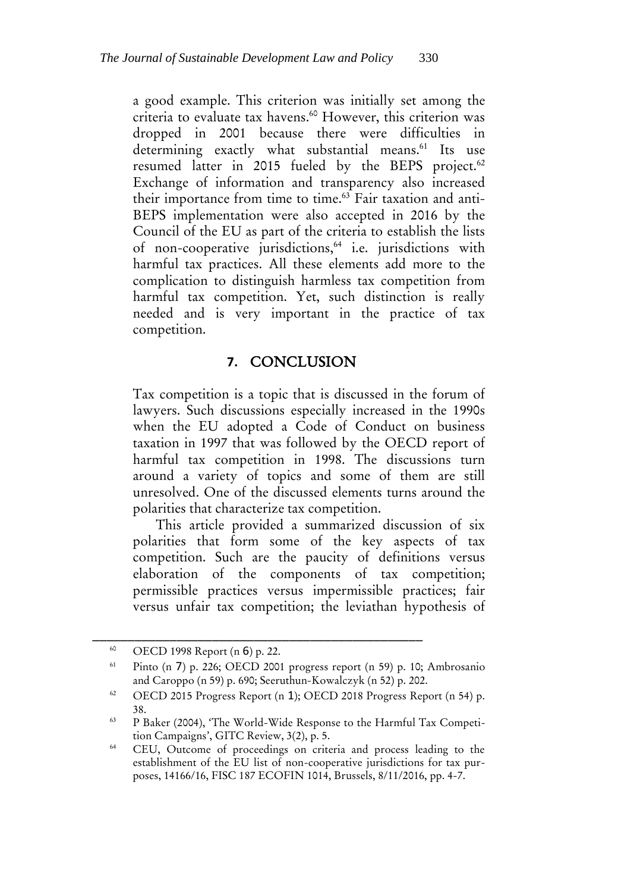a good example. This criterion was initially set among the criteria to evaluate tax havens.[60] However, this criterion was dropped in 2001 because there were difficulties in determining exactly what substantial means.[61] Its use resumed latter in 2015 fueled by the BEPS project.[62] Exchange of information and transparency also increased their importance from time to time.[63] Fair taxation and anti-BEPS implementation were also accepted in 2016 by the Council of the EU as part of the criteria to establish the lists of non-cooperative jurisdictions,[64] i.e. jurisdictions with harmful tax practices. All these elements add more to the complication to distinguish harmless tax competition from harmful tax competition. Yet, such distinction is really needed and is very important in the practice of tax competition.

## 7. CONCLUSION

Tax competition is a topic that is discussed in the forum of lawyers. Such discussions especially increased in the 1990s when the EU adopted a Code of Conduct on business taxation in 1997 that was followed by the OECD report of harmful tax competition in 1998. The discussions turn around a variety of topics and some of them are still unresolved. One of the discussed elements turns around the polarities that characterize tax competition.

This article provided a summarized discussion of six polarities that form some of the key aspects of tax competition. Such are the paucity of definitions versus elaboration of the components of tax competition; permissible practices versus impermissible practices; fair versus unfair tax competition; the leviathan hypothesis of

---

[60] OECD 1998 Report (n 6) p. 22.

[61] Pinto (n 7) p. 226; OECD 2001 progress report (n 59) p. 10; Ambrosanio and Caroppo (n 59) p. 690; Seeruthun-Kowalczyk (n 52) p. 202.

[62] OECD 2015 Progress Report (n 1); OECD 2018 Progress Report (n 54) p. 38.

[63] P Baker (2004), 'The World-Wide Response to the Harmful Tax Competition Campaigns', GITC Review, 3(2), p. 5.

[64] CEU, Outcome of proceedings on criteria and process leading to the establishment of the EU list of non-cooperative jurisdictions for tax purposes, 14166/16, FISC 187 ECOFIN 1014, Brussels, 8/11/2016, pp. 4-7.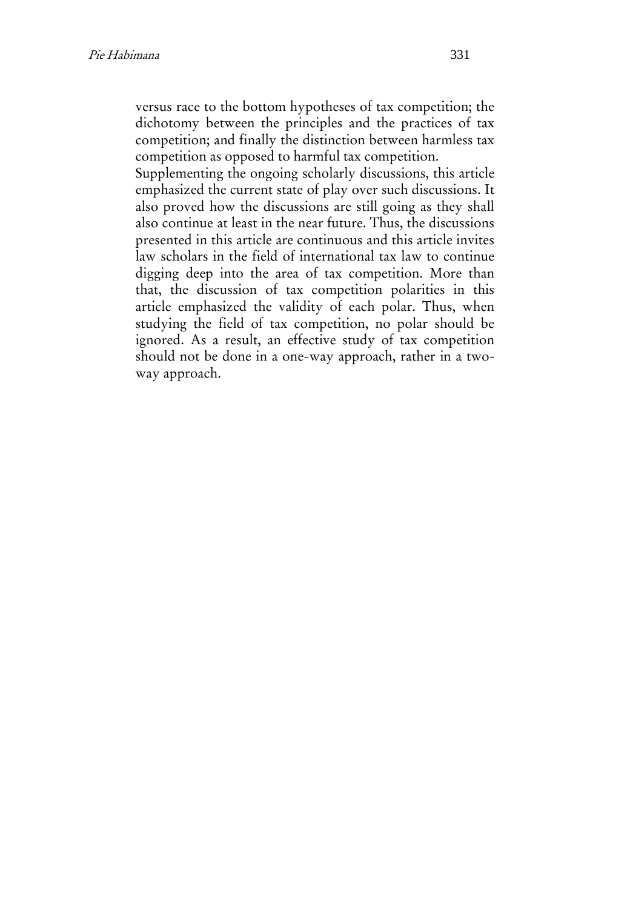versus race to the bottom hypotheses of tax competition; the dichotomy between the principles and the practices of tax competition; and finally the distinction between harmless tax competition as opposed to harmful tax competition.

Supplementing the ongoing scholarly discussions, this article emphasized the current state of play over such discussions. It also proved how the discussions are still going as they shall also continue at least in the near future. Thus, the discussions presented in this article are continuous and this article invites law scholars in the field of international tax law to continue digging deep into the area of tax competition. More than that, the discussion of tax competition polarities in this article emphasized the validity of each polar. Thus, when studying the field of tax competition, no polar should be ignored. As a result, an effective study of tax competition should not be done in a one-way approach, rather in a two-way approach.